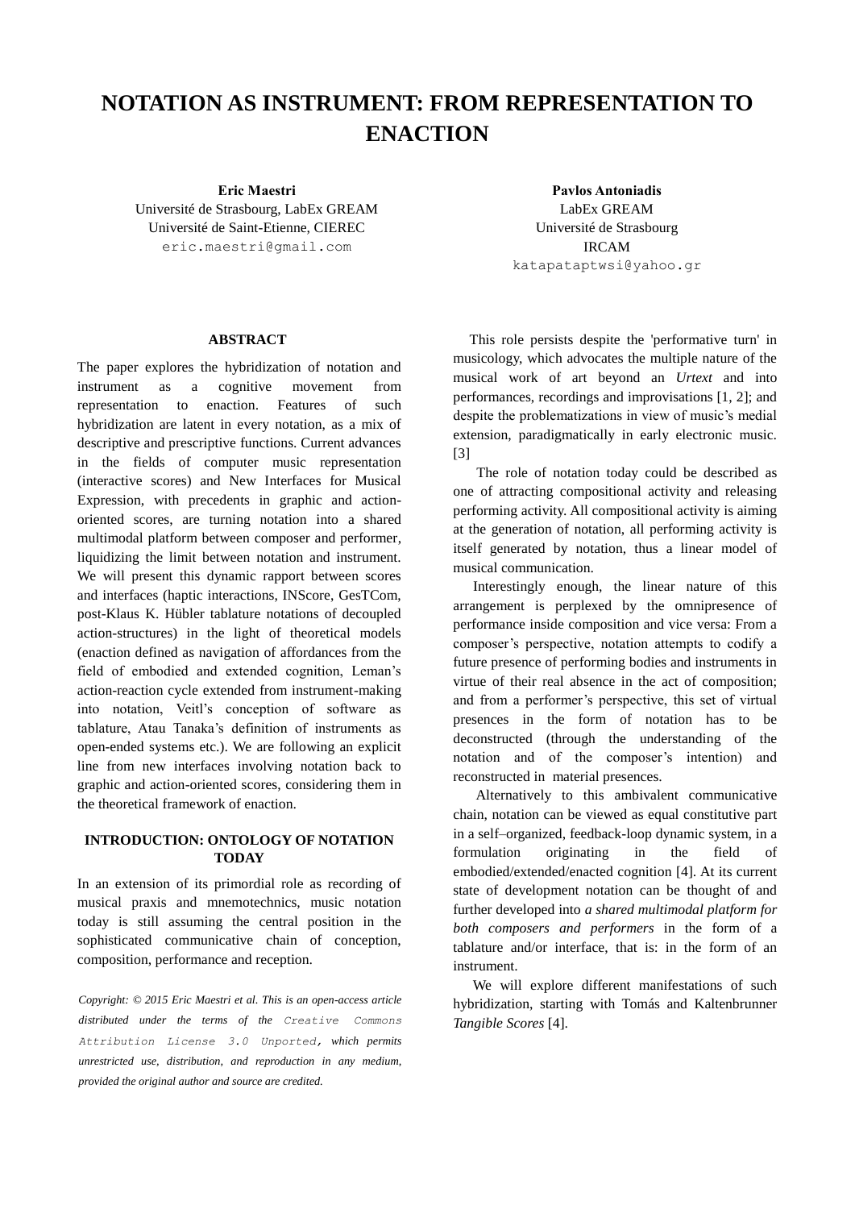# NOTATION AS INSTRUMENT: FROM REPRESENTATION TO ENACTION

**Eric Maestri**
Université de Strasbourg, LabEx GREAM
Université de Saint-Etienne, CIEREC
eric.maestri@gmail.com

**Pavlos Antoniadis**
LabEx GREAM
Université de Strasbourg
IRCAM
katapataptwsi@yahoo.gr

## ABSTRACT

The paper explores the hybridization of notation and instrument as a cognitive movement from representation to enaction. Features of such hybridization are latent in every notation, as a mix of descriptive and prescriptive functions. Current advances in the fields of computer music representation (interactive scores) and New Interfaces for Musical Expression, with precedents in graphic and action-oriented scores, are turning notation into a shared multimodal platform between composer and performer, liquidizing the limit between notation and instrument. We will present this dynamic rapport between scores and interfaces (haptic interactions, INScore, GesTCom, post-Klaus K. Hübler tablature notations of decoupled action-structures) in the light of theoretical models (enaction defined as navigation of affordances from the field of embodied and extended cognition, Leman's action-reaction cycle extended from instrument-making into notation, Veitl's conception of software as tablature, Atau Tanaka's definition of instruments as open-ended systems etc.). We are following an explicit line from new interfaces involving notation back to graphic and action-oriented scores, considering them in the theoretical framework of enaction.

## INTRODUCTION: ONTOLOGY OF NOTATION TODAY

In an extension of its primordial role as recording of musical praxis and mnemotechnics, music notation today is still assuming the central position in the sophisticated communicative chain of conception, composition, performance and reception.

*Copyright: © 2015 Eric Maestri et al. This is an open-access article distributed under the terms of the* Creative Commons Attribution License 3.0 Unported, *which permits unrestricted use, distribution, and reproduction in any medium, provided the original author and source are credited.*

This role persists despite the 'performative turn' in musicology, which advocates the multiple nature of the musical work of art beyond an *Urtext* and into performances, recordings and improvisations [1, 2]; and despite the problematizations in view of music's medial extension, paradigmatically in early electronic music. [3]

The role of notation today could be described as one of attracting compositional activity and releasing performing activity. All compositional activity is aiming at the generation of notation, all performing activity is itself generated by notation, thus a linear model of musical communication.

Interestingly enough, the linear nature of this arrangement is perplexed by the omnipresence of performance inside composition and vice versa: From a composer's perspective, notation attempts to codify a future presence of performing bodies and instruments in virtue of their real absence in the act of composition; and from a performer's perspective, this set of virtual presences in the form of notation has to be deconstructed (through the understanding of the notation and of the composer's intention) and reconstructed in material presences.

Alternatively to this ambivalent communicative chain, notation can be viewed as equal constitutive part in a self–organized, feedback-loop dynamic system, in a formulation originating in the field of embodied/extended/enacted cognition [4]. At its current state of development notation can be thought of and further developed into *a shared multimodal platform for both composers and performers* in the form of a tablature and/or interface, that is: in the form of an instrument.

We will explore different manifestations of such hybridization, starting with Tomás and Kaltenbrunner *Tangible Scores* [4].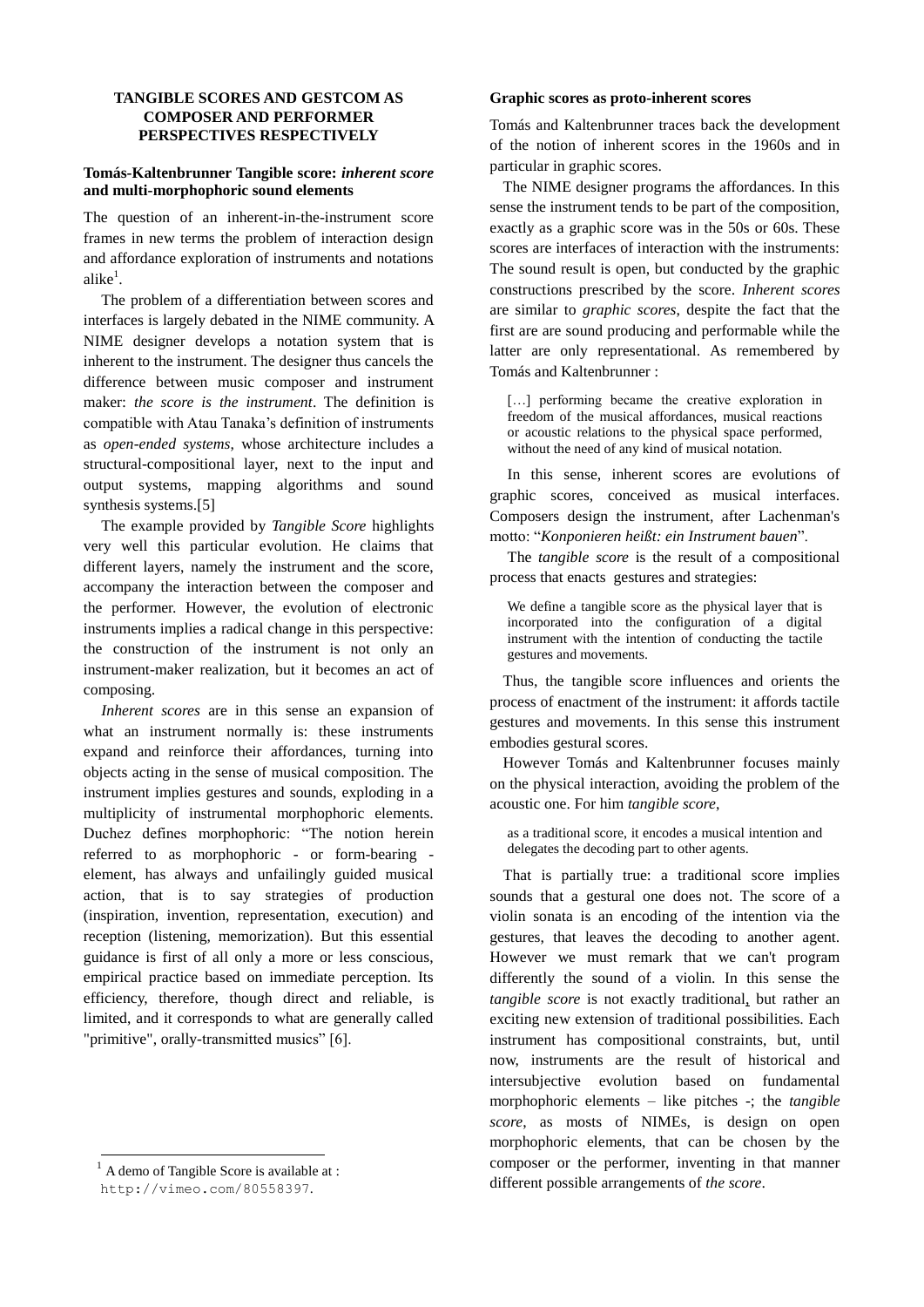## TANGIBLE SCORES AND GESTCOM AS COMPOSER AND PERFORMER PERSPECTIVES RESPECTIVELY

### Tomás-Kaltenbrunner Tangible score: *inherent score* and multi-morphophoric sound elements

The question of an inherent-in-the-instrument score frames in new terms the problem of interaction design and affordance exploration of instruments and notations alike[1].

The problem of a differentiation between scores and interfaces is largely debated in the NIME community. A NIME designer develops a notation system that is inherent to the instrument. The designer thus cancels the difference between music composer and instrument maker: *the score is the instrument*. The definition is compatible with Atau Tanaka's definition of instruments as *open-ended systems*, whose architecture includes a structural-compositional layer, next to the input and output systems, mapping algorithms and sound synthesis systems.[5]

The example provided by *Tangible Score* highlights very well this particular evolution. He claims that different layers, namely the instrument and the score, accompany the interaction between the composer and the performer. However, the evolution of electronic instruments implies a radical change in this perspective: the construction of the instrument is not only an instrument-maker realization, but it becomes an act of composing.

*Inherent scores* are in this sense an expansion of what an instrument normally is: these instruments expand and reinforce their affordances, turning into objects acting in the sense of musical composition. The instrument implies gestures and sounds, exploding in a multiplicity of instrumental morphophoric elements. Duchez defines morphophoric: "The notion herein referred to as morphophoric - or form-bearing - element, has always and unfailingly guided musical action, that is to say strategies of production (inspiration, invention, representation, execution) and reception (listening, memorization). But this essential guidance is first of all only a more or less conscious, empirical practice based on immediate perception. Its efficiency, therefore, though direct and reliable, is limited, and it corresponds to what are generally called "primitive", orally-transmitted musics" [6].

### Graphic scores as proto-inherent scores

Tomás and Kaltenbrunner traces back the development of the notion of inherent scores in the 1960s and in particular in graphic scores.

The NIME designer programs the affordances. In this sense the instrument tends to be part of the composition, exactly as a graphic score was in the 50s or 60s. These scores are interfaces of interaction with the instruments: The sound result is open, but conducted by the graphic constructions prescribed by the score. *Inherent scores* are similar to *graphic scores*, despite the fact that the first are are sound producing and performable while the latter are only representational. As remembered by Tomás and Kaltenbrunner :

> […] performing became the creative exploration in freedom of the musical affordances, musical reactions or acoustic relations to the physical space performed, without the need of any kind of musical notation.

In this sense, inherent scores are evolutions of graphic scores, conceived as musical interfaces. Composers design the instrument, after Lachenman's motto: "*Konponieren heißt: ein Instrument bauen*".

The *tangible score* is the result of a compositional process that enacts gestures and strategies:

> We define a tangible score as the physical layer that is incorporated into the configuration of a digital instrument with the intention of conducting the tactile gestures and movements.

Thus, the tangible score influences and orients the process of enactment of the instrument: it affords tactile gestures and movements. In this sense this instrument embodies gestural scores.

However Tomás and Kaltenbrunner focuses mainly on the physical interaction, avoiding the problem of the acoustic one. For him *tangible score*,

> as a traditional score, it encodes a musical intention and delegates the decoding part to other agents.

That is partially true: a traditional score implies sounds that a gestural one does not. The score of a violin sonata is an encoding of the intention via the gestures, that leaves the decoding to another agent. However we must remark that we can't program differently the sound of a violin. In this sense the *tangible score* is not exactly traditional, but rather an exciting new extension of traditional possibilities. Each instrument has compositional constraints, but, until now, instruments are the result of historical and intersubjective evolution based on fundamental morphophoric elements – like pitches -; the *tangible score*, as mosts of NIMEs, is design on open morphophoric elements, that can be chosen by the composer or the performer, inventing in that manner different possible arrangements of *the score*.

[1] A demo of Tangible Score is available at : http://vimeo.com/80558397.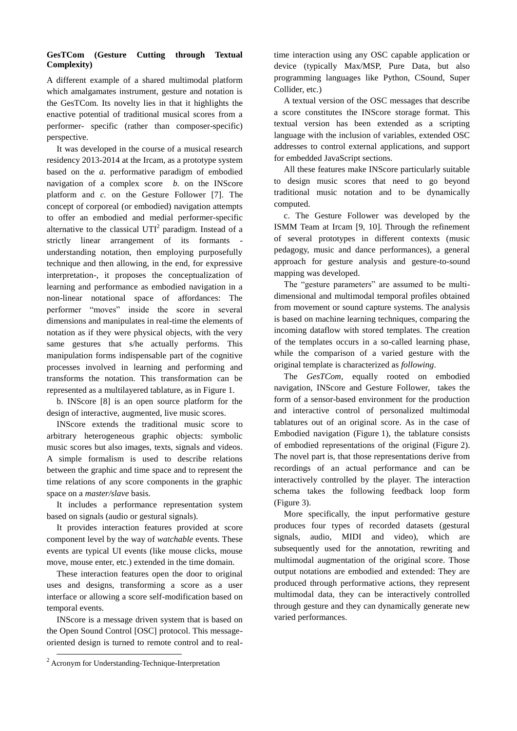**GesTCom (Gesture Cutting through Textual Complexity)**

A different example of a shared multimodal platform which amalgamates instrument, gesture and notation is the GesTCom. Its novelty lies in that it highlights the enactive potential of traditional musical scores from a performer- specific (rather than composer-specific) perspective.

It was developed in the course of a musical research residency 2013-2014 at the Ircam, as a prototype system based on the *a.* performative paradigm of embodied navigation of a complex score *b.* on the INScore platform and *c.* on the Gesture Follower [7]. The concept of corporeal (or embodied) navigation attempts to offer an embodied and medial performer-specific alternative to the classical UTI[2] paradigm. Instead of a strictly linear arrangement of its formants - understanding notation, then employing purposefully technique and then allowing, in the end, for expressive interpretation-, it proposes the conceptualization of learning and performance as embodied navigation in a non-linear notational space of affordances: The performer "moves" inside the score in several dimensions and manipulates in real-time the elements of notation as if they were physical objects, with the very same gestures that s/he actually performs. This manipulation forms indispensable part of the cognitive processes involved in learning and performing and transforms the notation. This transformation can be represented as a multilayered tablature, as in Figure 1.

b. INScore [8] is an open source platform for the design of interactive, augmented, live music scores.

INScore extends the traditional music score to arbitrary heterogeneous graphic objects: symbolic music scores but also images, texts, signals and videos. A simple formalism is used to describe relations between the graphic and time space and to represent the time relations of any score components in the graphic space on a *master/slave* basis.

It includes a performance representation system based on signals (audio or gestural signals).

It provides interaction features provided at score component level by the way of *watchable* events. These events are typical UI events (like mouse clicks, mouse move, mouse enter, etc.) extended in the time domain.

These interaction features open the door to original uses and designs, transforming a score as a user interface or allowing a score self-modification based on temporal events.

INScore is a message driven system that is based on the Open Sound Control [OSC] protocol. This message-oriented design is turned to remote control and to real-time interaction using any OSC capable application or device (typically Max/MSP, Pure Data, but also programming languages like Python, CSound, Super Collider, etc.)

A textual version of the OSC messages that describe a score constitutes the INScore storage format. This textual version has been extended as a scripting language with the inclusion of variables, extended OSC addresses to control external applications, and support for embedded JavaScript sections.

All these features make INScore particularly suitable to design music scores that need to go beyond traditional music notation and to be dynamically computed.

c. The Gesture Follower was developed by the ISMM Team at Ircam [9, 10]. Through the refinement of several prototypes in different contexts (music pedagogy, music and dance performances), a general approach for gesture analysis and gesture-to-sound mapping was developed.

The "gesture parameters" are assumed to be multi-dimensional and multimodal temporal profiles obtained from movement or sound capture systems. The analysis is based on machine learning techniques, comparing the incoming dataflow with stored templates. The creation of the templates occurs in a so-called learning phase, while the comparison of a varied gesture with the original template is characterized as *following*.

The *GesTCom*, equally rooted on embodied navigation, INScore and Gesture Follower, takes the form of a sensor-based environment for the production and interactive control of personalized multimodal tablatures out of an original score. As in the case of Embodied navigation (Figure 1), the tablature consists of embodied representations of the original (Figure 2). The novel part is, that those representations derive from recordings of an actual performance and can be interactively controlled by the player. The interaction schema takes the following feedback loop form (Figure 3).

More specifically, the input performative gesture produces four types of recorded datasets (gestural signals, audio, MIDI and video), which are subsequently used for the annotation, rewriting and multimodal augmentation of the original score. Those output notations are embodied and extended: They are produced through performative actions, they represent multimodal data, they can be interactively controlled through gesture and they can dynamically generate new varied performances.

[2] Acronym for Understanding-Technique-Interpretation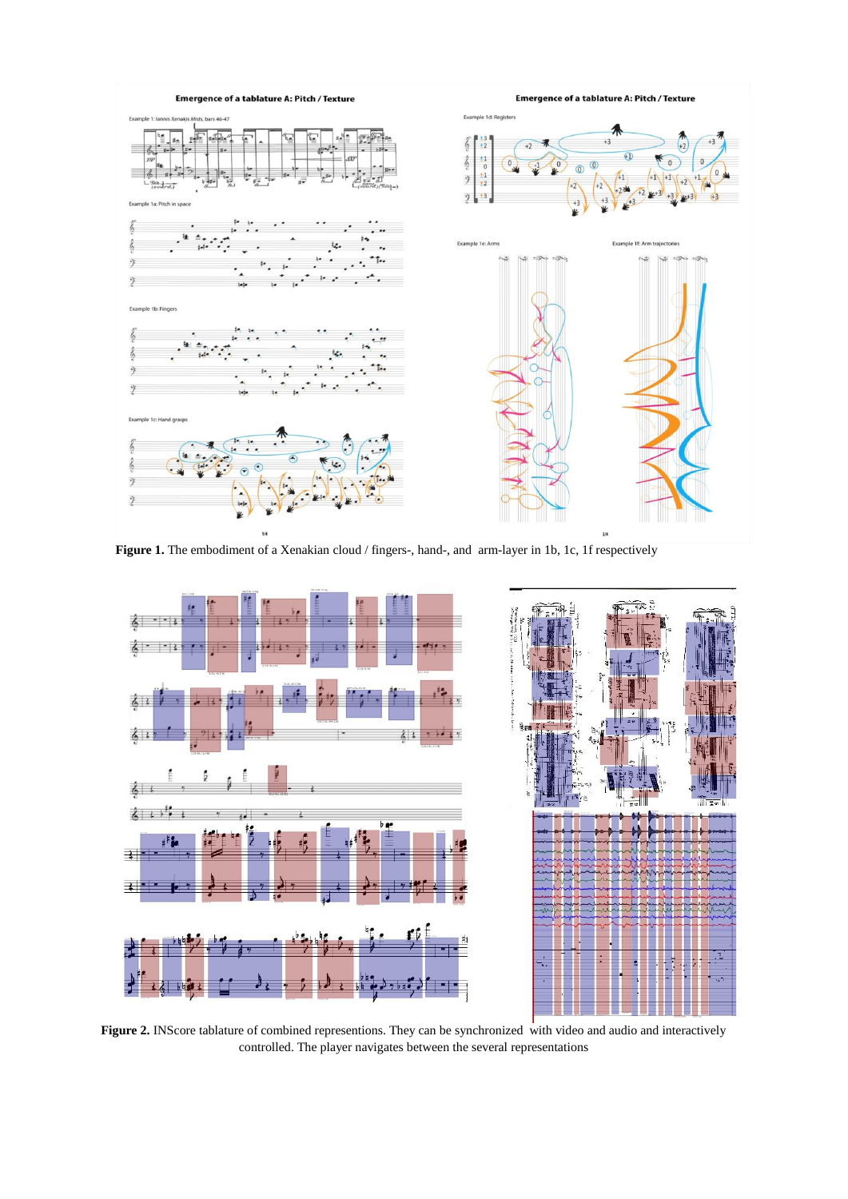**Figure 1.** The embodiment of a Xenakian cloud / fingers-, hand-, and arm-layer in 1b, 1c, 1f respectively

**Figure 2.** INScore tablature of combined represention​s. They can be synchronized with video and audio and interactively controlled. The player navigates between the several representations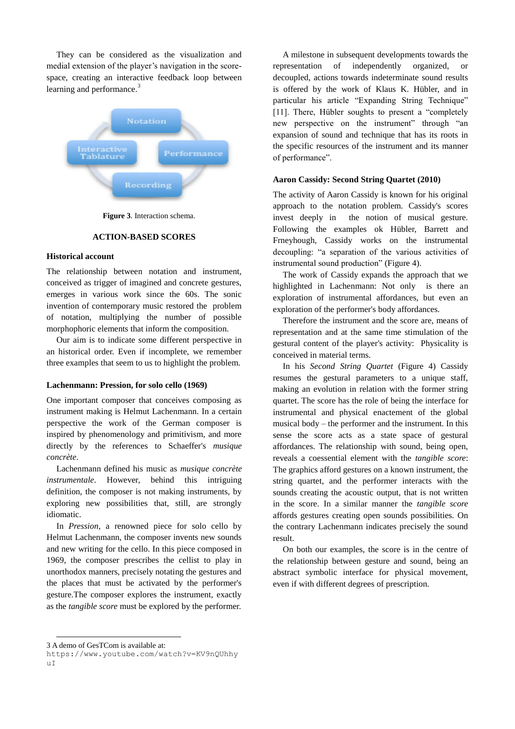They can be considered as the visualization and medial extension of the player's navigation in the score-space, creating an interactive feedback loop between learning and performance.[3]

**Figure 3**. Interaction schema.

## ACTION-BASED SCORES

### Historical account

The relationship between notation and instrument, conceived as trigger of imagined and concrete gestures, emerges in various work since the 60s. The sonic invention of contemporary music restored the problem of notation, multiplying the number of possible morphophoric elements that inform the composition.

Our aim is to indicate some different perspective in an historical order. Even if incomplete, we remember three examples that seem to us to highlight the problem.

### Lachenmann: Pression, for solo cello (1969)

One important composer that conceives composing as instrument making is Helmut Lachenmann. In a certain perspective the work of the German composer is inspired by phenomenology and primitivism, and more directly by the references to Schaeffer's *musique concrète*.

Lachenmann defined his music as *musique concrète instrumentale*. However, behind this intriguing definition, the composer is not making instruments, by exploring new possibilities that, still, are strongly idiomatic.

In *Pression*, a renowned piece for solo cello by Helmut Lachenmann, the composer invents new sounds and new writing for the cello. In this piece composed in 1969, the composer prescribes the cellist to play in unorthodox manners, precisely notating the gestures and the places that must be activated by the performer's gesture.The composer explores the instrument, exactly as the *tangible score* must be explored by the performer.

A milestone in subsequent developments towards the representation of independently organized, or decoupled, actions towards indeterminate sound results is offered by the work of Klaus K. Hübler, and in particular his article "Expanding String Technique" [11]. There, Hübler soughts to present a "completely new perspective on the instrument" through "an expansion of sound and technique that has its roots in the specific resources of the instrument and its manner of performance".

### Aaron Cassidy: Second String Quartet (2010)

The activity of Aaron Cassidy is known for his original approach to the notation problem. Cassidy's scores invest deeply in the notion of musical gesture. Following the examples ok Hübler, Barrett and Frneyhough, Cassidy works on the instrumental decoupling: "a separation of the various activities of instrumental sound production" (Figure 4).

The work of Cassidy expands the approach that we highlighted in Lachenmann: Not only is there an exploration of instrumental affordances, but even an exploration of the performer's body affordances.

Therefore the instrument and the score are, means of representation and at the same time stimulation of the gestural content of the player's activity: Physicality is conceived in material terms.

In his *Second String Quartet* (Figure 4) Cassidy resumes the gestural parameters to a unique staff, making an evolution in relation with the former string quartet. The score has the role of being the interface for instrumental and physical enactement of the global musical body – the performer and the instrument. In this sense the score acts as a state space of gestural affordances. The relationship with sound, being open, reveals a coessential element with the *tangible score*: The graphics afford gestures on a known instrument, the string quartet, and the performer interacts with the sounds creating the acoustic output, that is not written in the score. In a similar manner the *tangible score* affords gestures creating open sounds possibilities. On the contrary Lachenmann indicates precisely the sound result.

On both our examples, the score is in the centre of the relationship between gesture and sound, being an abstract symbolic interface for physical movement, even if with different degrees of prescription.

3 A demo of GesTCom is available at: https://www.youtube.com/watch?v=KV9nQUhhyuI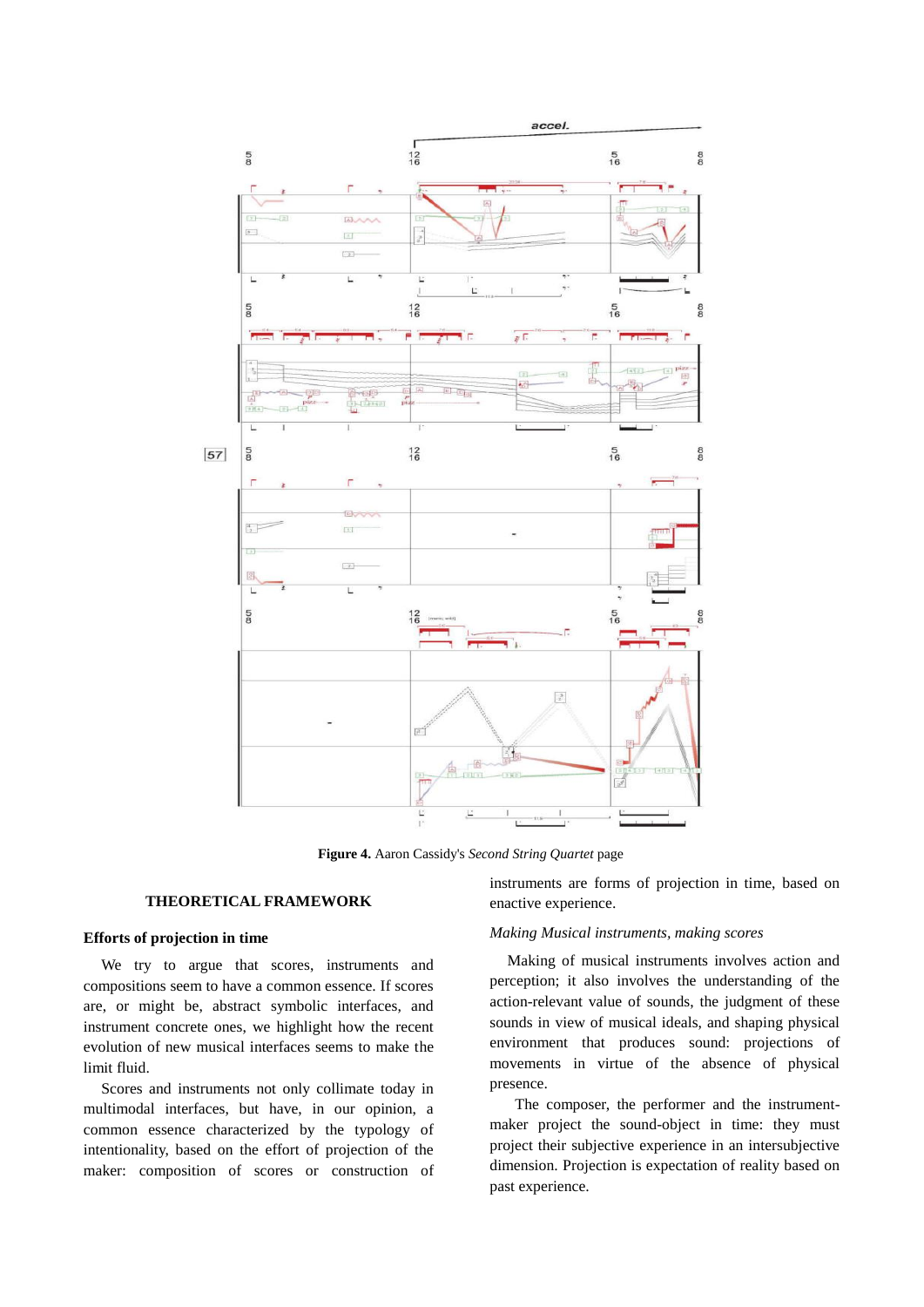**Figure 4.** Aaron Cassidy's *Second String Quartet* page

## THEORETICAL FRAMEWORK

### Efforts of projection in time

We try to argue that scores, instruments and compositions seem to have a common essence. If scores are, or might be, abstract symbolic interfaces, and instrument concrete ones, we highlight how the recent evolution of new musical interfaces seems to make the limit fluid.

Scores and instruments not only collimate today in multimodal interfaces, but have, in our opinion, a common essence characterized by the typology of intentionality, based on the effort of projection of the maker: composition of scores or construction of instruments are forms of projection in time, based on enactive experience.

### *Making Musical instruments, making scores*

Making of musical instruments involves action and perception; it also involves the understanding of the action-relevant value of sounds, the judgment of these sounds in view of musical ideals, and shaping physical environment that produces sound: projections of movements in virtue of the absence of physical presence.

The composer, the performer and the instrument-maker project the sound-object in time: they must project their subjective experience in an intersubjective dimension. Projection is expectation of reality based on past experience.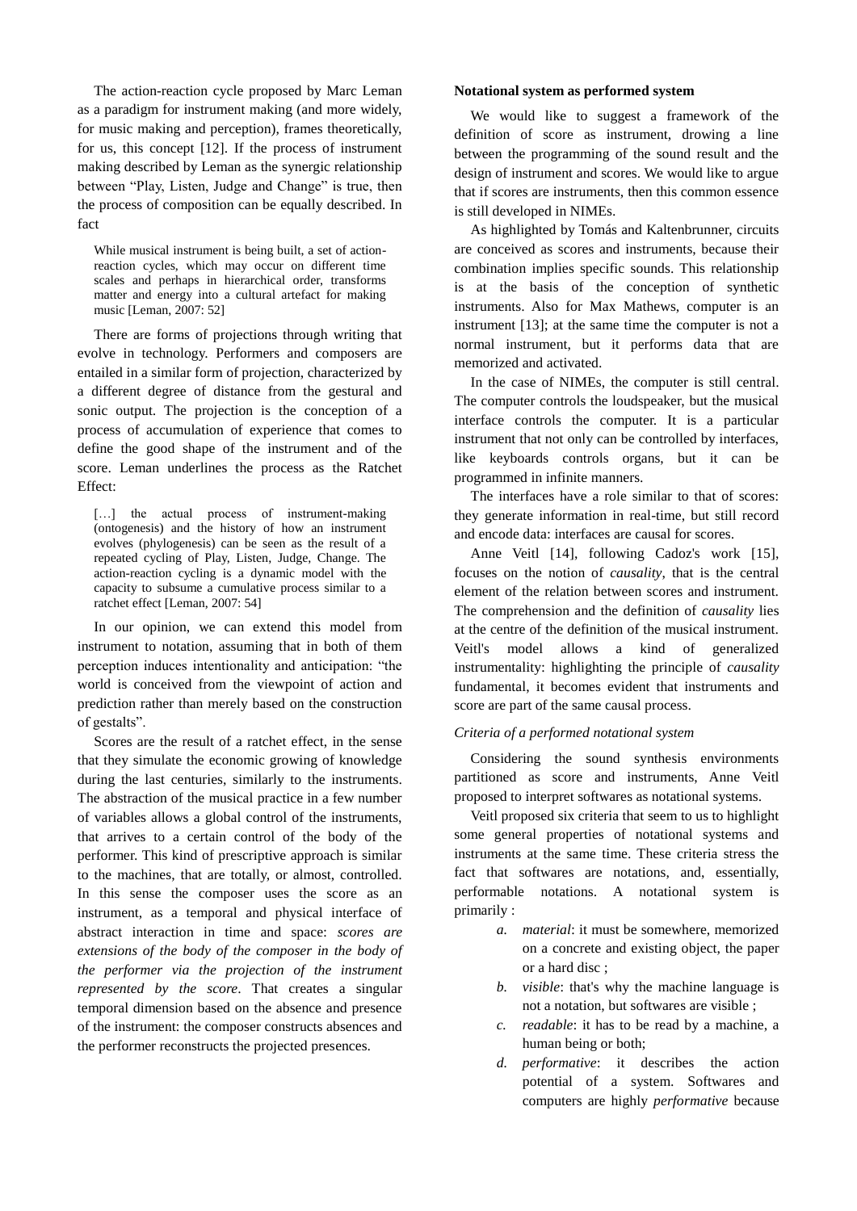The action-reaction cycle proposed by Marc Leman as a paradigm for instrument making (and more widely, for music making and perception), frames theoretically, for us, this concept [12]. If the process of instrument making described by Leman as the synergic relationship between "Play, Listen, Judge and Change" is true, then the process of composition can be equally described. In fact

> While musical instrument is being built, a set of action-reaction cycles, which may occur on different time scales and perhaps in hierarchical order, transforms matter and energy into a cultural artefact for making music [Leman, 2007: 52]

There are forms of projections through writing that evolve in technology. Performers and composers are entailed in a similar form of projection, characterized by a different degree of distance from the gestural and sonic output. The projection is the conception of a process of accumulation of experience that comes to define the good shape of the instrument and of the score. Leman underlines the process as the Ratchet Effect:

> […] the actual process of instrument-making (ontogenesis) and the history of how an instrument evolves (phylogenesis) can be seen as the result of a repeated cycling of Play, Listen, Judge, Change. The action-reaction cycling is a dynamic model with the capacity to subsume a cumulative process similar to a ratchet effect [Leman, 2007: 54]

In our opinion, we can extend this model from instrument to notation, assuming that in both of them perception induces intentionality and anticipation: "the world is conceived from the viewpoint of action and prediction rather than merely based on the construction of gestalts".

Scores are the result of a ratchet effect, in the sense that they simulate the economic growing of knowledge during the last centuries, similarly to the instruments. The abstraction of the musical practice in a few number of variables allows a global control of the instruments, that arrives to a certain control of the body of the performer. This kind of prescriptive approach is similar to the machines, that are totally, or almost, controlled. In this sense the composer uses the score as an instrument, as a temporal and physical interface of abstract interaction in time and space: *scores are extensions of the body of the composer in the body of the performer via the projection of the instrument represented by the score*. That creates a singular temporal dimension based on the absence and presence of the instrument: the composer constructs absences and the performer reconstructs the projected presences.

**Notational system as performed system**

We would like to suggest a framework of the definition of score as instrument, drowing a line between the programming of the sound result and the design of instrument and scores. We would like to argue that if scores are instruments, then this common essence is still developed in NIMEs.

As highlighted by Tomás and Kaltenbrunner, circuits are conceived as scores and instruments, because their combination implies specific sounds. This relationship is at the basis of the conception of synthetic instruments. Also for Max Mathews, computer is an instrument [13]; at the same time the computer is not a normal instrument, but it performs data that are memorized and activated.

In the case of NIMEs, the computer is still central. The computer controls the loudspeaker, but the musical interface controls the computer. It is a particular instrument that not only can be controlled by interfaces, like keyboards controls organs, but it can be programmed in infinite manners.

The interfaces have a role similar to that of scores: they generate information in real-time, but still record and encode data: interfaces are causal for scores.

Anne Veitl [14], following Cadoz's work [15], focuses on the notion of *causality*, that is the central element of the relation between scores and instrument. The comprehension and the definition of *causality* lies at the centre of the definition of the musical instrument. Veitl's model allows a kind of generalized instrumentality: highlighting the principle of *causality* fundamental, it becomes evident that instruments and score are part of the same causal process.

*Criteria of a performed notational system*

Considering the sound synthesis environments partitioned as score and instruments, Anne Veitl proposed to interpret softwares as notational systems.

Veitl proposed six criteria that seem to us to highlight some general properties of notational systems and instruments at the same time. These criteria stress the fact that softwares are notations, and, essentially, performable notations. A notational system is primarily :

a. *material*: it must be somewhere, memorized on a concrete and existing object, the paper or a hard disc ;
b. *visible*: that's why the machine language is not a notation, but softwares are visible ;
c. *readable*: it has to be read by a machine, a human being or both;
d. *performative*: it describes the action potential of a system. Softwares and computers are highly *performative* because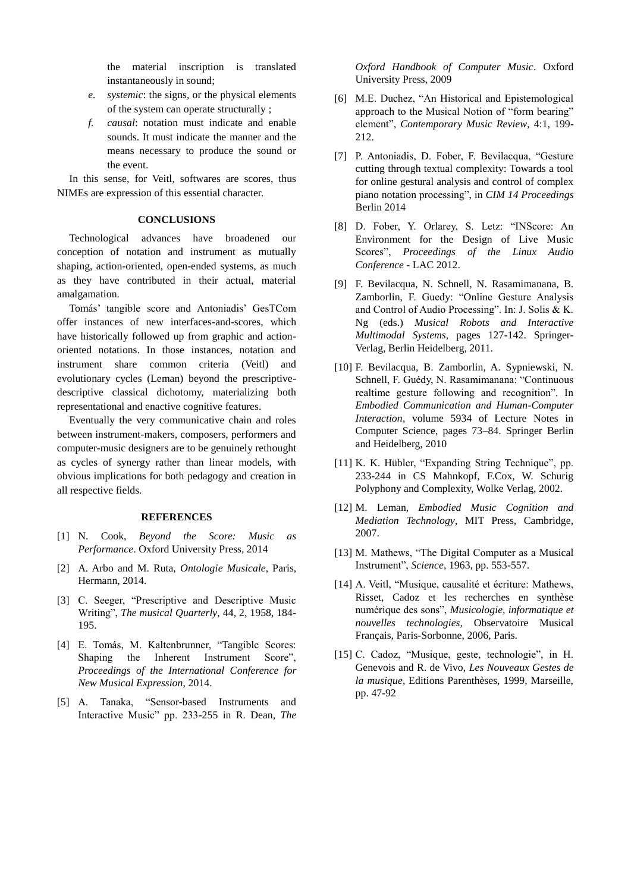the material inscription is translated instantaneously in sound;

*e.* *systemic*: the signs, or the physical elements of the system can operate structurally ;

*f.* *causal*: notation must indicate and enable sounds. It must indicate the manner and the means necessary to produce the sound or the event.

In this sense, for Veitl, softwares are scores, thus NIMEs are expression of this essential character.

## CONCLUSIONS

Technological advances have broadened our conception of notation and instrument as mutually shaping, action-oriented, open-ended systems, as much as they have contributed in their actual, material amalgamation.

Tomás' tangible score and Antoniadis' GesTCom offer instances of new interfaces-and-scores, which have historically followed up from graphic and action-oriented notations. In those instances, notation and instrument share common criteria (Veitl) and evolutionary cycles (Leman) beyond the prescriptive-descriptive classical dichotomy, materializing both representational and enactive cognitive features.

Eventually the very communicative chain and roles between instrument-makers, composers, performers and computer-music designers are to be genuinely rethought as cycles of synergy rather than linear models, with obvious implications for both pedagogy and creation in all respective fields.

## REFERENCES

[1] N. Cook, *Beyond the Score: Music as Performance*. Oxford University Press, 2014

[2] A. Arbo and M. Ruta, *Ontologie Musicale*, Paris, Hermann, 2014.

[3] C. Seeger, "Prescriptive and Descriptive Music Writing", *The musical Quarterly*, 44, 2, 1958, 184-195.

[4] E. Tomás, M. Kaltenbrunner, "Tangible Scores: Shaping the Inherent Instrument Score", *Proceedings of the International Conference for New Musical Expression*, 2014.

[5] A. Tanaka, "Sensor-based Instruments and Interactive Music" pp. 233-255 in R. Dean, *The Oxford Handbook of Computer Music*. Oxford University Press, 2009

[6] M.E. Duchez, "An Historical and Epistemological approach to the Musical Notion of "form bearing" element", *Contemporary Music Review*, 4:1, 199-212.

[7] P. Antoniadis, D. Fober, F. Bevilacqua, "Gesture cutting through textual complexity: Towards a tool for online gestural analysis and control of complex piano notation processing", in *CIM 14 Proceedings* Berlin 2014

[8] D. Fober, Y. Orlarey, S. Letz: "INScore: An Environment for the Design of Live Music Scores", *Proceedings of the Linux Audio Conference* - LAC 2012.

[9] F. Bevilacqua, N. Schnell, N. Rasamimanana, B. Zamborlin, F. Guedy: "Online Gesture Analysis and Control of Audio Processing". In: J. Solis & K. Ng (eds.) *Musical Robots and Interactive Multimodal Systems*, pages 127-142. Springer-Verlag, Berlin Heidelberg, 2011.

[10] F. Bevilacqua, B. Zamborlin, A. Sypniewski, N. Schnell, F. Guédy, N. Rasamimanana: "Continuous realtime gesture following and recognition". In *Embodied Communication and Human-Computer Interaction*, volume 5934 of Lecture Notes in Computer Science, pages 73–84. Springer Berlin and Heidelberg, 2010

[11] K. K. Hübler, "Expanding String Technique", pp. 233-244 in CS Mahnkopf, F.Cox, W. Schurig Polyphony and Complexity, Wolke Verlag, 2002.

[12] M. Leman, *Embodied Music Cognition and Mediation Technology*, MIT Press, Cambridge, 2007.

[13] M. Mathews, "The Digital Computer as a Musical Instrument", *Science*, 1963, pp. 553-557.

[14] A. Veitl, "Musique, causalité et écriture: Mathews, Risset, Cadoz et les recherches en synthèse numérique des sons", *Musicologie, informatique et nouvelles technologies,* Observatoire Musical Français, Paris-Sorbonne, 2006, Paris.

[15] C. Cadoz, "Musique, geste, technologie", in H. Genevois and R. de Vivo, *Les Nouveaux Gestes de la musique*, Editions Parenthèses, 1999, Marseille, pp. 47-92